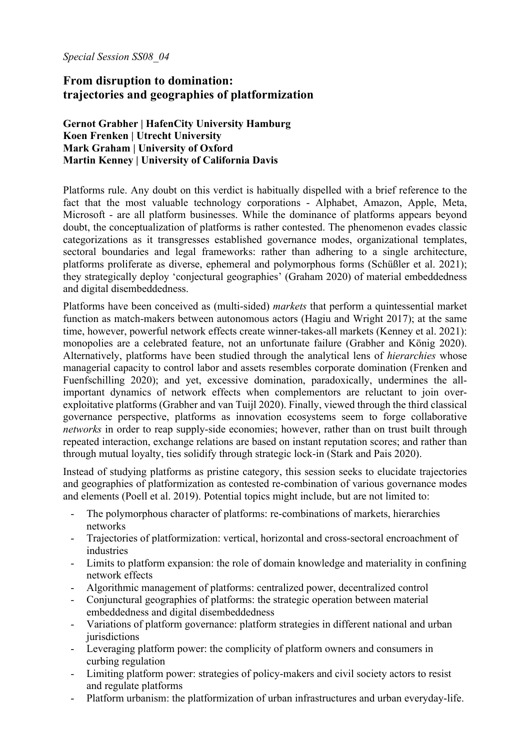*Special Session SS08_04*

# From disruption to domination: trajectories and geographies of platformization

**Gernot Grabher | HafenCity University Hamburg**
**Koen Frenken | Utrecht University**
**Mark Graham | University of Oxford**
**Martin Kenney | University of California Davis**

Platforms rule. Any doubt on this verdict is habitually dispelled with a brief reference to the fact that the most valuable technology corporations - Alphabet, Amazon, Apple, Meta, Microsoft - are all platform businesses. While the dominance of platforms appears beyond doubt, the conceptualization of platforms is rather contested. The phenomenon evades classic categorizations as it transgresses established governance modes, organizational templates, sectoral boundaries and legal frameworks: rather than adhering to a single architecture, platforms proliferate as diverse, ephemeral and polymorphous forms (Schüßler et al. 2021); they strategically deploy 'conjectural geographies' (Graham 2020) of material embeddedness and digital disembeddedness.

Platforms have been conceived as (multi-sided) *markets* that perform a quintessential market function as match-makers between autonomous actors (Hagiu and Wright 2017); at the same time, however, powerful network effects create winner-takes-all markets (Kenney et al. 2021): monopolies are a celebrated feature, not an unfortunate failure (Grabher and König 2020). Alternatively, platforms have been studied through the analytical lens of *hierarchies* whose managerial capacity to control labor and assets resembles corporate domination (Frenken and Fuenfschilling 2020); and yet, excessive domination, paradoxically, undermines the all-important dynamics of network effects when complementors are reluctant to join over-exploitative platforms (Grabher and van Tuijl 2020). Finally, viewed through the third classical governance perspective, platforms as innovation ecosystems seem to forge collaborative *networks* in order to reap supply-side economies; however, rather than on trust built through repeated interaction, exchange relations are based on instant reputation scores; and rather than through mutual loyalty, ties solidify through strategic lock-in (Stark and Pais 2020).

Instead of studying platforms as pristine category, this session seeks to elucidate trajectories and geographies of platformization as contested re-combination of various governance modes and elements (Poell et al. 2019). Potential topics might include, but are not limited to:

- The polymorphous character of platforms: re-combinations of markets, hierarchies networks
- Trajectories of platformization: vertical, horizontal and cross-sectoral encroachment of industries
- Limits to platform expansion: the role of domain knowledge and materiality in confining network effects
- Algorithmic management of platforms: centralized power, decentralized control
- Conjunctural geographies of platforms: the strategic operation between material embeddedness and digital disembeddedness
- Variations of platform governance: platform strategies in different national and urban jurisdictions
- Leveraging platform power: the complicity of platform owners and consumers in curbing regulation
- Limiting platform power: strategies of policy-makers and civil society actors to resist and regulate platforms
- Platform urbanism: the platformization of urban infrastructures and urban everyday-life.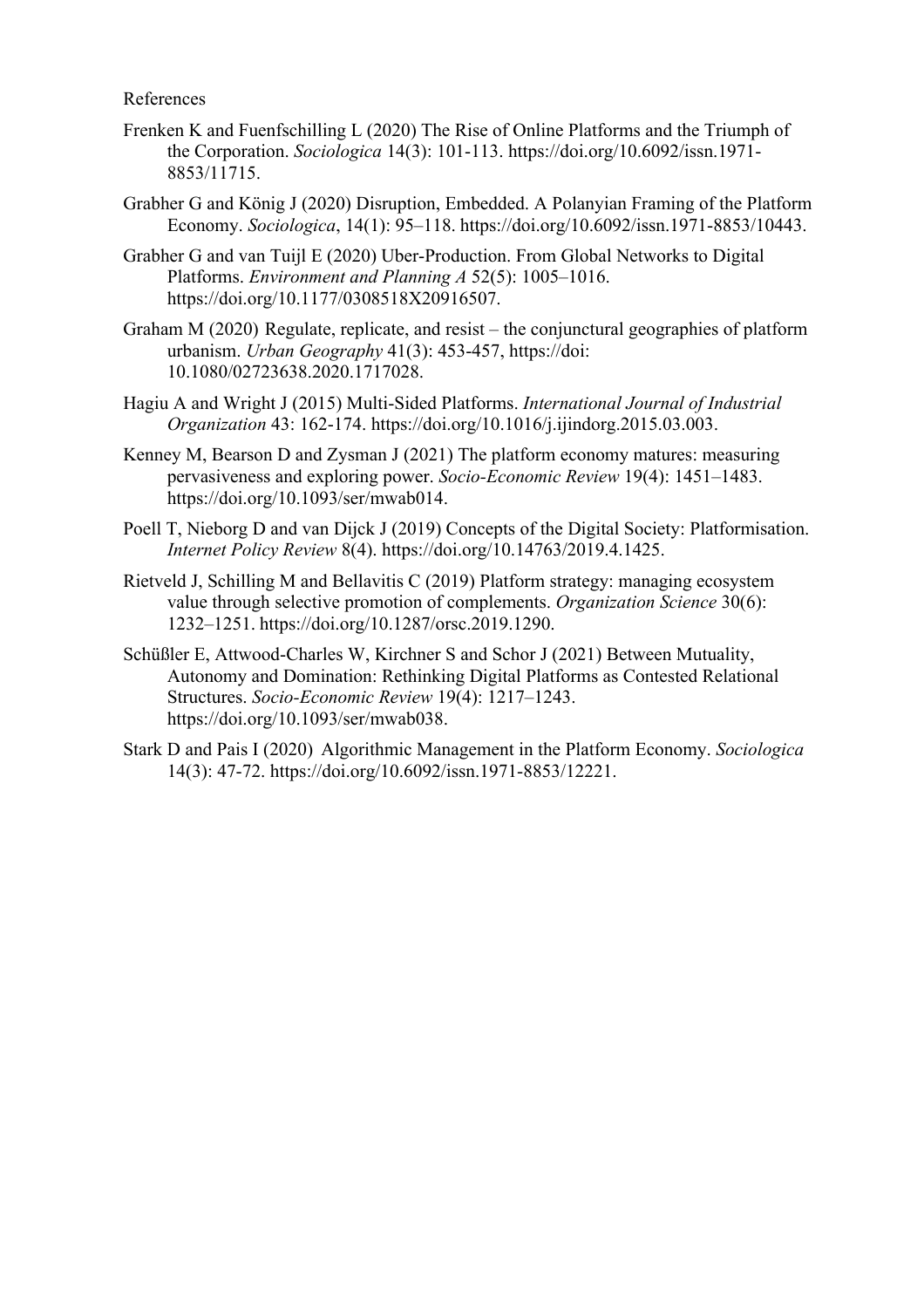References

Frenken K and Fuenfschilling L (2020) The Rise of Online Platforms and the Triumph of the Corporation. *Sociologica* 14(3): 101-113. https://doi.org/10.6092/issn.1971-8853/11715.

Grabher G and König J (2020) Disruption, Embedded. A Polanyian Framing of the Platform Economy. *Sociologica*, 14(1): 95–118. https://doi.org/10.6092/issn.1971-8853/10443.

Grabher G and van Tuijl E (2020) Uber-Production. From Global Networks to Digital Platforms. *Environment and Planning A* 52(5): 1005–1016. https://doi.org/10.1177/0308518X20916507.

Graham M (2020) Regulate, replicate, and resist – the conjunctural geographies of platform urbanism. *Urban Geography* 41(3): 453-457, https://doi: 10.1080/02723638.2020.1717028.

Hagiu A and Wright J (2015) Multi-Sided Platforms. *International Journal of Industrial Organization* 43: 162-174. https://doi.org/10.1016/j.ijindorg.2015.03.003.

Kenney M, Bearson D and Zysman J (2021) The platform economy matures: measuring pervasiveness and exploring power. *Socio-Economic Review* 19(4): 1451–1483. https://doi.org/10.1093/ser/mwab014.

Poell T, Nieborg D and van Dijck J (2019) Concepts of the Digital Society: Platformisation. *Internet Policy Review* 8(4). https://doi.org/10.14763/2019.4.1425.

Rietveld J, Schilling M and Bellavitis C (2019) Platform strategy: managing ecosystem value through selective promotion of complements. *Organization Science* 30(6): 1232–1251. https://doi.org/10.1287/orsc.2019.1290.

Schüßler E, Attwood-Charles W, Kirchner S and Schor J (2021) Between Mutuality, Autonomy and Domination: Rethinking Digital Platforms as Contested Relational Structures. *Socio-Economic Review* 19(4): 1217–1243. https://doi.org/10.1093/ser/mwab038.

Stark D and Pais I (2020) Algorithmic Management in the Platform Economy. *Sociologica* 14(3): 47-72. https://doi.org/10.6092/issn.1971-8853/12221.